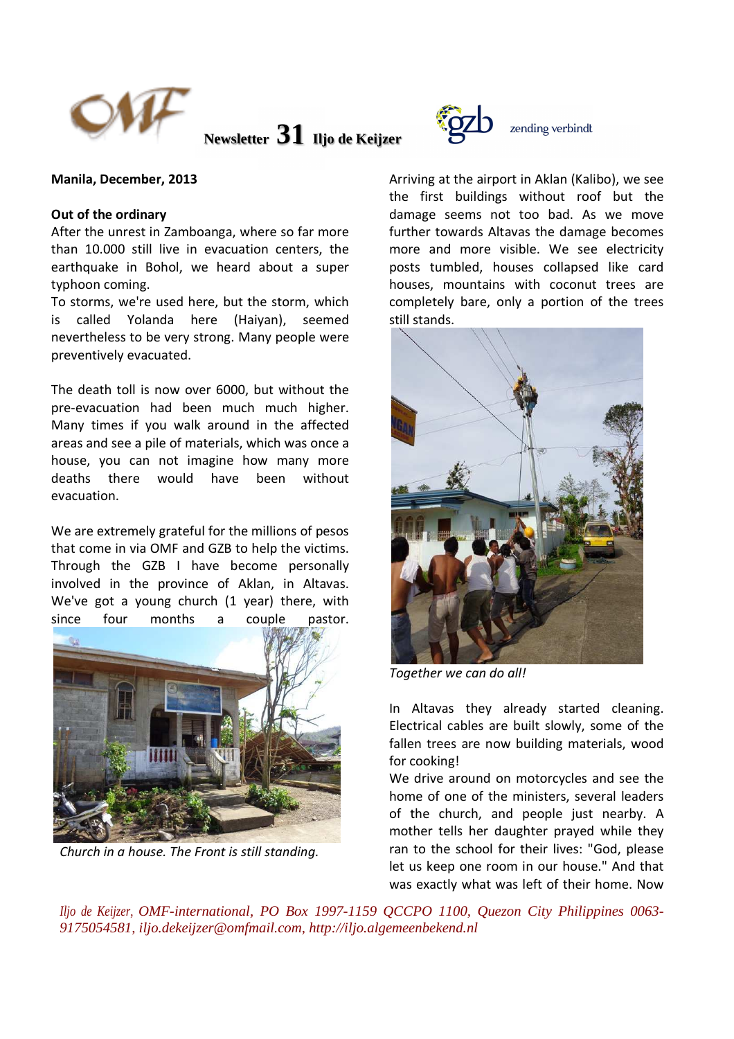**Newsletter 31 Iljo de Keijzer**

zending verbindt

**Manila, December, 2013**

**Out of the ordinary**

After the unrest in Zamboanga, where so far more than 10.000 still live in evacuation centers, the earthquake in Bohol, we heard about a super typhoon coming.

To storms, we're used here, but the storm, which is called Yolanda here (Haiyan), seemed nevertheless to be very strong. Many people were preventively evacuated.

The death toll is now over 6000, but without the pre-evacuation had been much much higher. Many times if you walk around in the affected areas and see a pile of materials, which was once a house, you can not imagine how many more deaths there would have been without evacuation.

We are extremely grateful for the millions of pesos that come in via OMF and GZB to help the victims. Through the GZB I have become personally involved in the province of Aklan, in Altavas. We've got a young church (1 year) there, with since four months a couple pastor.

*Church in a house. The Front is still standing.*

Arriving at the airport in Aklan (Kalibo), we see the first buildings without roof but the damage seems not too bad. As we move further towards Altavas the damage becomes more and more visible. We see electricity posts tumbled, houses collapsed like card houses, mountains with coconut trees are completely bare, only a portion of the trees still stands.

*Together we can do all!*

In Altavas they already started cleaning. Electrical cables are built slowly, some of the fallen trees are now building materials, wood for cooking!

We drive around on motorcycles and see the home of one of the ministers, several leaders of the church, and people just nearby. A mother tells her daughter prayed while they ran to the school for their lives: "God, please let us keep one room in our house." And that was exactly what was left of their home. Now

*Iljo de Keijzer, OMF-international, PO Box 1997-1159 QCCPO 1100, Quezon City Philippines 0063-9175054581, iljo.dekeijzer@omfmail.com, http://iljo.algemeenbekend.nl*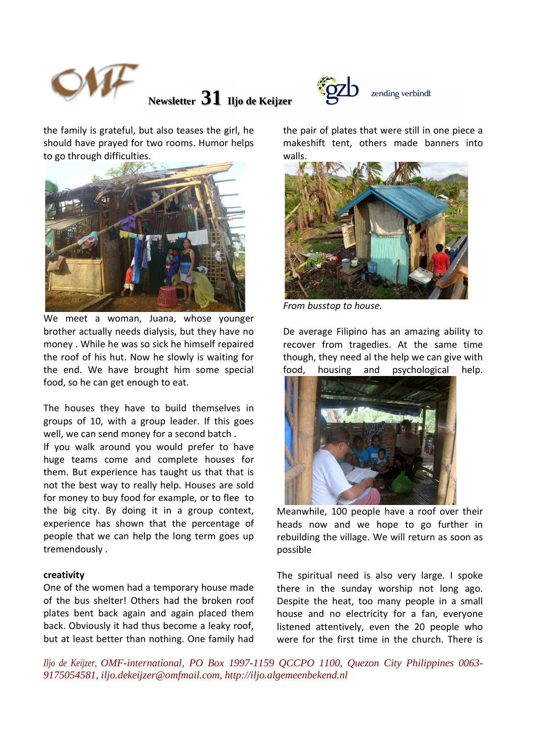the family is grateful, but also teases the girl, he should have prayed for two rooms. Humor helps to go through difficulties.

We meet a woman, Juana, whose younger brother actually needs dialysis, but they have no money . While he was so sick he himself repaired the roof of his hut. Now he slowly is waiting for the end. We have brought him some special food, so he can get enough to eat.

The houses they have to build themselves in groups of 10, with a group leader. If this goes well, we can send money for a second batch .

If you walk around you would prefer to have huge teams come and complete houses for them. But experience has taught us that that is not the best way to really help. Houses are sold for money to buy food for example, or to flee to the big city. By doing it in a group context, experience has shown that the percentage of people that we can help the long term goes up tremendously .

**creativity**

One of the women had a temporary house made of the bus shelter! Others had the broken roof plates bent back again and again placed them back. Obviously it had thus become a leaky roof, but at least better than nothing. One family had the pair of plates that were still in one piece a makeshift tent, others made banners into walls.

*From busstop to house.*

De average Filipino has an amazing ability to recover from tragedies. At the same time though, they need al the help we can give with food, housing and psychological help.

Meanwhile, 100 people have a roof over their heads now and we hope to go further in rebuilding the village. We will return as soon as possible

The spiritual need is also very large. I spoke there in the sunday worship not long ago. Despite the heat, too many people in a small house and no electricity for a fan, everyone listened attentively, even the 20 people who were for the first time in the church. There is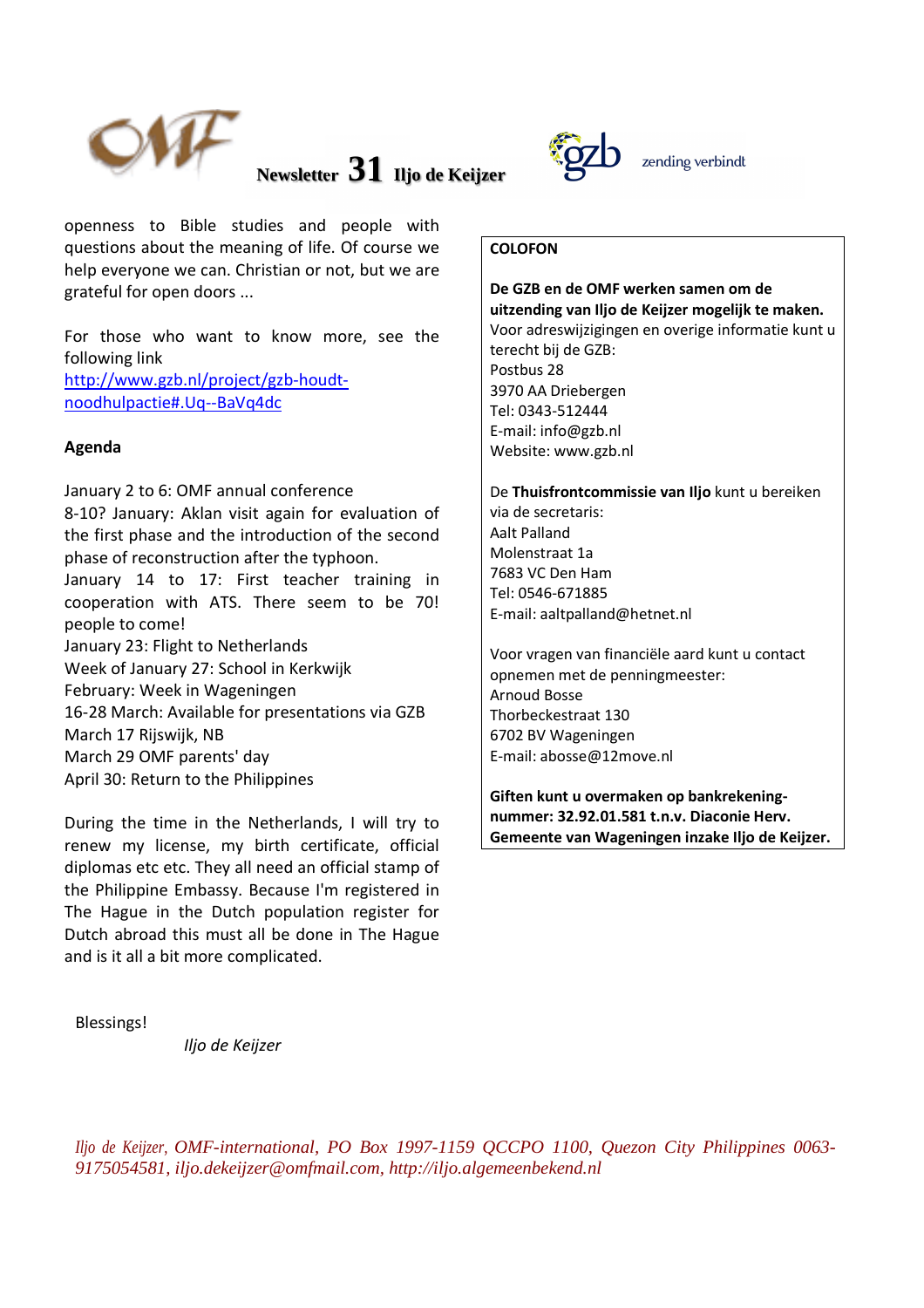openness to Bible studies and people with questions about the meaning of life. Of course we help everyone we can. Christian or not, but we are grateful for open doors ...

For those who want to know more, see the following link
[http://www.gzb.nl/project/gzb-houdt-noodhulpactie#.Uq--BaVq4dc](http://www.gzb.nl/project/gzb-houdt-noodhulpactie#.Uq--BaVq4dc)

**Agenda**

January 2 to 6: OMF annual conference
8-10? January: Aklan visit again for evaluation of the first phase and the introduction of the second phase of reconstruction after the typhoon.
January 14 to 17: First teacher training in cooperation with ATS. There seem to be 70! people to come!
January 23: Flight to Netherlands
Week of January 27: School in Kerkwijk
February: Week in Wageningen
16-28 March: Available for presentations via GZB
March 17 Rijswijk, NB
March 29 OMF parents' day
April 30: Return to the Philippines

During the time in the Netherlands, I will try to renew my license, my birth certificate, official diplomas etc etc. They all need an official stamp of the Philippine Embassy. Because I'm registered in The Hague in the Dutch population register for Dutch abroad this must all be done in The Hague and is it all a bit more complicated.

Blessings!

*Iljo de Keijzer*

**COLOFON**

**De GZB en de OMF werken samen om de uitzending van Iljo de Keijzer mogelijk te maken.**
Voor adreswijzigingen en overige informatie kunt u terecht bij de GZB:
Postbus 28
3970 AA Driebergen
Tel: 0343-512444
E-mail: info@gzb.nl
Website: www.gzb.nl

De **Thuisfrontcommissie van Iljo** kunt u bereiken via de secretaris:
Aalt Palland
Molenstraat 1a
7683 VC Den Ham
Tel: 0546-671885
E-mail: aaltpalland@hetnet.nl

Voor vragen van financiële aard kunt u contact opnemen met de penningmeester:
Arnoud Bosse
Thorbeckestraat 130
6702 BV Wageningen
E-mail: abosse@12move.nl

**Giften kunt u overmaken op bankrekening-nummer: 32.92.01.581 t.n.v. Diaconie Herv. Gemeente van Wageningen inzake Iljo de Keijzer.**

*Iljo de Keijzer, OMF-international, PO Box 1997-1159 QCCPO 1100, Quezon City Philippines 0063-9175054581, iljo.dekeijzer@omfmail.com, http://iljo.algemeenbekend.nl*